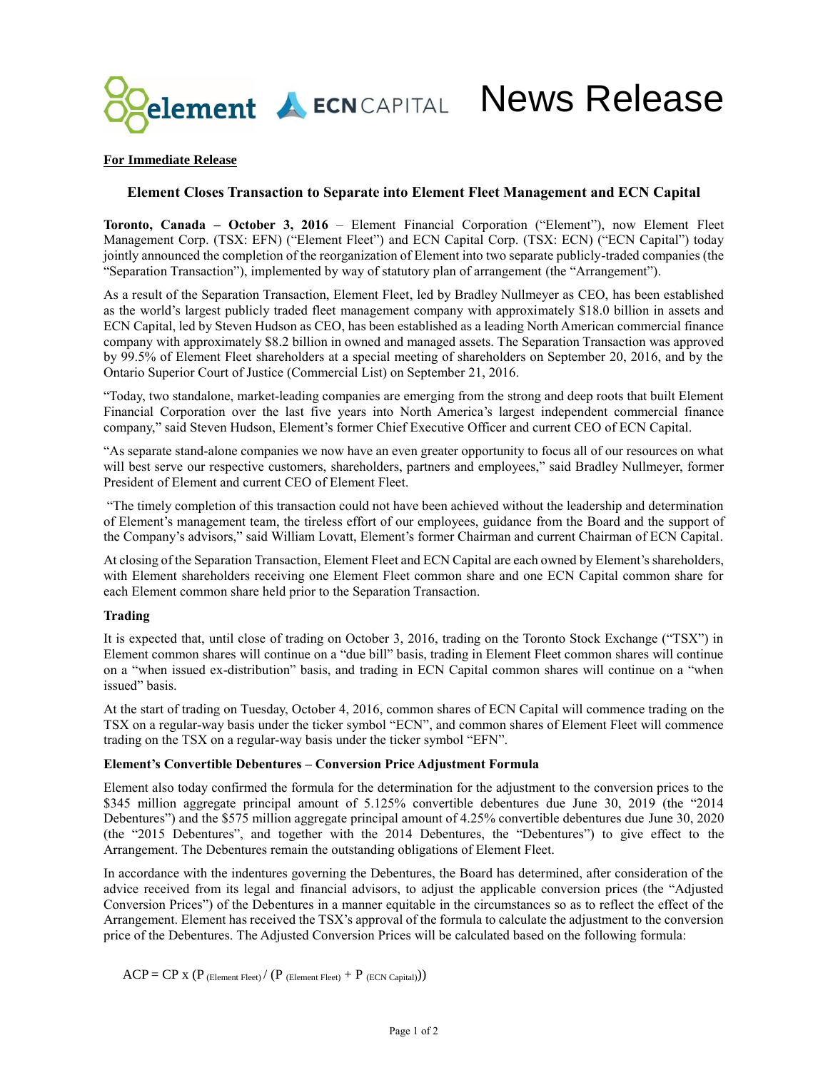News Release

**For Immediate Release**

## Element Closes Transaction to Separate into Element Fleet Management and ECN Capital

**Toronto, Canada – October 3, 2016** – Element Financial Corporation ("Element"), now Element Fleet Management Corp. (TSX: EFN) ("Element Fleet") and ECN Capital Corp. (TSX: ECN) ("ECN Capital") today jointly announced the completion of the reorganization of Element into two separate publicly-traded companies (the "Separation Transaction"), implemented by way of statutory plan of arrangement (the "Arrangement").

As a result of the Separation Transaction, Element Fleet, led by Bradley Nullmeyer as CEO, has been established as the world's largest publicly traded fleet management company with approximately $18.0 billion in assets and ECN Capital, led by Steven Hudson as CEO, has been established as a leading North American commercial finance company with approximately $8.2 billion in owned and managed assets. The Separation Transaction was approved by 99.5% of Element Fleet shareholders at a special meeting of shareholders on September 20, 2016, and by the Ontario Superior Court of Justice (Commercial List) on September 21, 2016.

"Today, two standalone, market-leading companies are emerging from the strong and deep roots that built Element Financial Corporation over the last five years into North America's largest independent commercial finance company," said Steven Hudson, Element's former Chief Executive Officer and current CEO of ECN Capital.

"As separate stand-alone companies we now have an even greater opportunity to focus all of our resources on what will best serve our respective customers, shareholders, partners and employees," said Bradley Nullmeyer, former President of Element and current CEO of Element Fleet.

"The timely completion of this transaction could not have been achieved without the leadership and determination of Element's management team, the tireless effort of our employees, guidance from the Board and the support of the Company's advisors," said William Lovatt, Element's former Chairman and current Chairman of ECN Capital.

At closing of the Separation Transaction, Element Fleet and ECN Capital are each owned by Element's shareholders, with Element shareholders receiving one Element Fleet common share and one ECN Capital common share for each Element common share held prior to the Separation Transaction.

### Trading

It is expected that, until close of trading on October 3, 2016, trading on the Toronto Stock Exchange ("TSX") in Element common shares will continue on a "due bill" basis, trading in Element Fleet common shares will continue on a "when issued ex-distribution" basis, and trading in ECN Capital common shares will continue on a "when issued" basis.

At the start of trading on Tuesday, October 4, 2016, common shares of ECN Capital will commence trading on the TSX on a regular-way basis under the ticker symbol "ECN", and common shares of Element Fleet will commence trading on the TSX on a regular-way basis under the ticker symbol "EFN".

### Element's Convertible Debentures – Conversion Price Adjustment Formula

Element also today confirmed the formula for the determination for the adjustment to the conversion prices to the $345 million aggregate principal amount of 5.125% convertible debentures due June 30, 2019 (the "2014 Debentures") and the $575 million aggregate principal amount of 4.25% convertible debentures due June 30, 2020 (the "2015 Debentures", and together with the 2014 Debentures, the "Debentures") to give effect to the Arrangement. The Debentures remain the outstanding obligations of Element Fleet.

In accordance with the indentures governing the Debentures, the Board has determined, after consideration of the advice received from its legal and financial advisors, to adjust the applicable conversion prices (the "Adjusted Conversion Prices") of the Debentures in a manner equitable in the circumstances so as to reflect the effect of the Arrangement. Element has received the TSX's approval of the formula to calculate the adjustment to the conversion price of the Debentures. The Adjusted Conversion Prices will be calculated based on the following formula:

$$ACP = CP \times (P_{\text{(Element Fleet)}} / (P_{\text{(Element Fleet)}} + P_{\text{(ECN Capital)}}))$$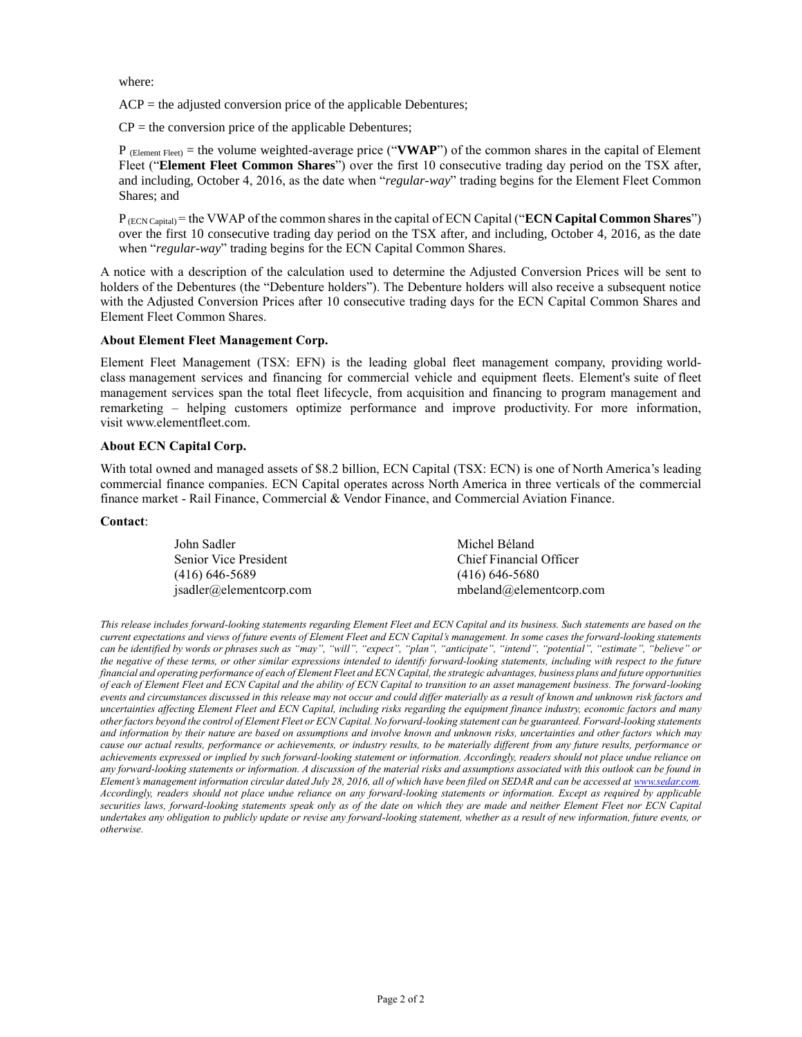where:

ACP = the adjusted conversion price of the applicable Debentures;

CP = the conversion price of the applicable Debentures;

$P_{(Element\ Fleet)}$ = the volume weighted-average price ("**VWAP**") of the common shares in the capital of Element Fleet ("**Element Fleet Common Shares**") over the first 10 consecutive trading day period on the TSX after, and including, October 4, 2016, as the date when "*regular-way*" trading begins for the Element Fleet Common Shares; and

$P_{(ECN\ Capital)}$ = the VWAP of the common shares in the capital of ECN Capital ("**ECN Capital Common Shares**") over the first 10 consecutive trading day period on the TSX after, and including, October 4, 2016, as the date when "*regular-way*" trading begins for the ECN Capital Common Shares.

A notice with a description of the calculation used to determine the Adjusted Conversion Prices will be sent to holders of the Debentures (the "Debenture holders"). The Debenture holders will also receive a subsequent notice with the Adjusted Conversion Prices after 10 consecutive trading days for the ECN Capital Common Shares and Element Fleet Common Shares.

**About Element Fleet Management Corp.**

Element Fleet Management (TSX: EFN) is the leading global fleet management company, providing world-class management services and financing for commercial vehicle and equipment fleets. Element's suite of fleet management services span the total fleet lifecycle, from acquisition and financing to program management and remarketing – helping customers optimize performance and improve productivity. For more information, visit www.elementfleet.com.

**About ECN Capital Corp.**

With total owned and managed assets of $8.2 billion, ECN Capital (TSX: ECN) is one of North America's leading commercial finance companies. ECN Capital operates across North America in three verticals of the commercial finance market - Rail Finance, Commercial & Vendor Finance, and Commercial Aviation Finance.

**Contact**:

John Sadler
Senior Vice President
(416) 646-5689
jsadler@elementcorp.com

Michel Béland
Chief Financial Officer
(416) 646-5680
mbeland@elementcorp.com

*This release includes forward-looking statements regarding Element Fleet and ECN Capital and its business. Such statements are based on the current expectations and views of future events of Element Fleet and ECN Capital's management. In some cases the forward-looking statements can be identified by words or phrases such as "may", "will", "expect", "plan", "anticipate", "intend", "potential", "estimate", "believe" or the negative of these terms, or other similar expressions intended to identify forward-looking statements, including with respect to the future financial and operating performance of each of Element Fleet and ECN Capital, the strategic advantages, business plans and future opportunities of each of Element Fleet and ECN Capital and the ability of ECN Capital to transition to an asset management business. The forward-looking events and circumstances discussed in this release may not occur and could differ materially as a result of known and unknown risk factors and uncertainties affecting Element Fleet and ECN Capital, including risks regarding the equipment finance industry, economic factors and many other factors beyond the control of Element Fleet or ECN Capital. No forward-looking statement can be guaranteed. Forward-looking statements and information by their nature are based on assumptions and involve known and unknown risks, uncertainties and other factors which may cause our actual results, performance or achievements, or industry results, to be materially different from any future results, performance or achievements expressed or implied by such forward-looking statement or information. Accordingly, readers should not place undue reliance on any forward-looking statements or information. A discussion of the material risks and assumptions associated with this outlook can be found in Element's management information circular dated July 28, 2016, all of which have been filed on SEDAR and can be accessed at www.sedar.com. Accordingly, readers should not place undue reliance on any forward-looking statements or information. Except as required by applicable securities laws, forward-looking statements speak only as of the date on which they are made and neither Element Fleet nor ECN Capital undertakes any obligation to publicly update or revise any forward-looking statement, whether as a result of new information, future events, or otherwise.*